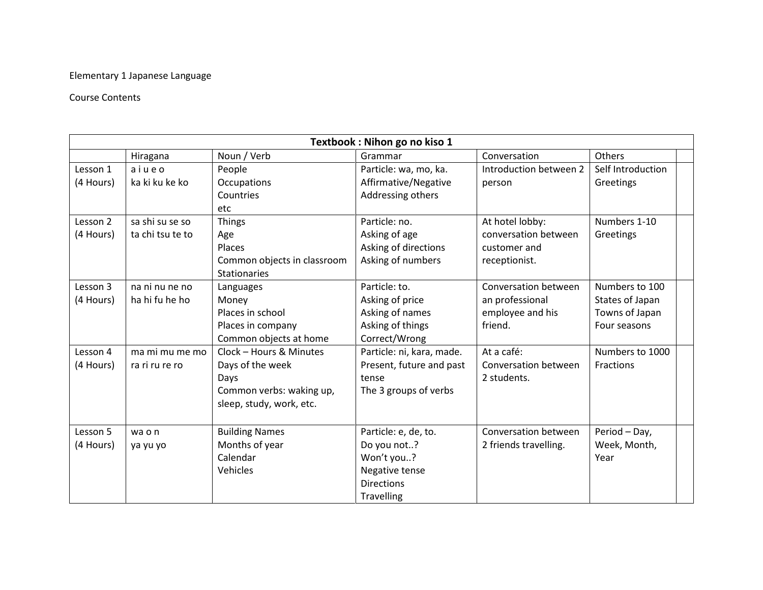Elementary 1 Japanese Language

Course Contents

| Textbook : Nihon go no kiso 1 | | | | | | |
|---|---|---|---|---|---|---|
| | Hiragana | Noun / Verb | Grammar | Conversation | Others | |
| Lesson 1 (4 Hours) | a i u e o<br>ka ki ku ke ko | People<br>Occupations<br>Countries<br>etc | Particle: wa, mo, ka.<br>Affirmative/Negative<br>Addressing others | Introduction between 2 person | Self Introduction<br>Greetings | |
| Lesson 2 (4 Hours) | sa shi su se so<br>ta chi tsu te to | Things<br>Age<br>Places<br>Common objects in classroom<br>Stationaries | Particle: no.<br>Asking of age<br>Asking of directions<br>Asking of numbers | At hotel lobby: conversation between customer and receptionist. | Numbers 1-10<br>Greetings | |
| Lesson 3 (4 Hours) | na ni nu ne no<br>ha hi fu he ho | Languages<br>Money<br>Places in school<br>Places in company<br>Common objects at home | Particle: to.<br>Asking of price<br>Asking of names<br>Asking of things<br>Correct/Wrong | Conversation between an professional employee and his friend. | Numbers to 100<br>States of Japan<br>Towns of Japan<br>Four seasons | |
| Lesson 4 (4 Hours) | ma mi mu me mo<br>ra ri ru re ro | Clock – Hours & Minutes<br>Days of the week<br>Days<br>Common verbs: waking up, sleep, study, work, etc. | Particle: ni, kara, made.<br>Present, future and past tense<br>The 3 groups of verbs | At a café:<br>Conversation between 2 students. | Numbers to 1000<br>Fractions | |
| Lesson 5 (4 Hours) | wa o n<br>ya yu yo | Building Names<br>Months of year<br>Calendar<br>Vehicles | Particle: e, de, to.<br>Do you not..?<br>Won't you..?<br>Negative tense<br>Directions<br>Travelling | Conversation between 2 friends travelling. | Period – Day, Week, Month, Year | |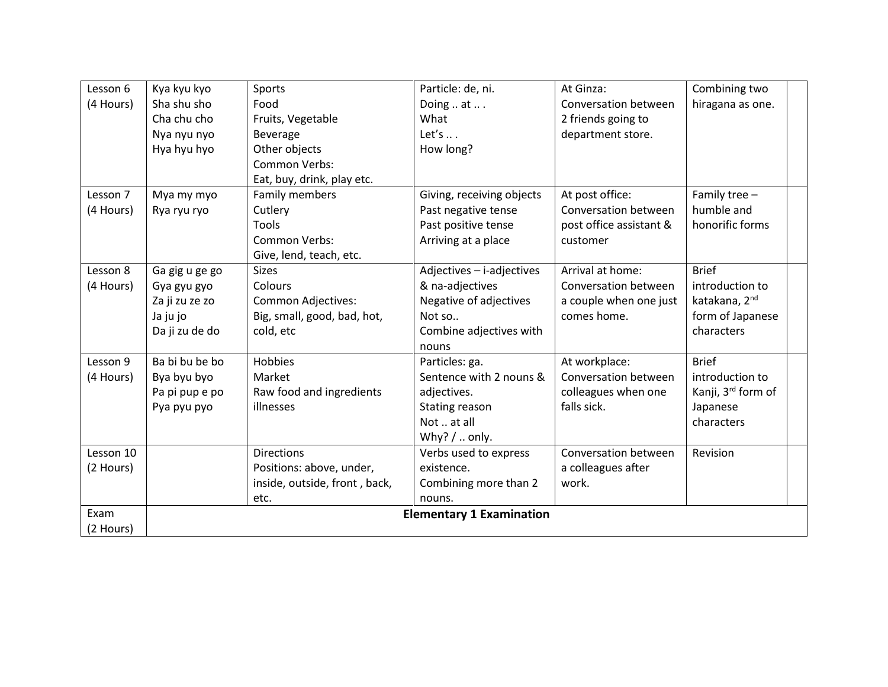| | | | | | | |
|---|---|---|---|---|---|---|
| Lesson 6 (4 Hours) | Kya kyu kyo<br>Sha shu sho<br>Cha chu cho<br>Nya nyu nyo<br>Hya hyu hyo | Sports<br>Food<br>Fruits, Vegetable<br>Beverage<br>Other objects<br>Common Verbs:<br>Eat, buy, drink, play etc. | Particle: de, ni.<br>Doing .. at .. .<br>What<br>Let's .. .<br>How long? | At Ginza:<br>Conversation between 2 friends going to department store. | Combining two hiragana as one. | |
| Lesson 7 (4 Hours) | Mya my myo<br>Rya ryu ryo | Family members<br>Cutlery<br>Tools<br>Common Verbs:<br>Give, lend, teach, etc. | Giving, receiving objects<br>Past negative tense<br>Past positive tense<br>Arriving at a place | At post office:<br>Conversation between post office assistant & customer | Family tree – humble and honorific forms | |
| Lesson 8 (4 Hours) | Ga gig u ge go<br>Gya gyu gyo<br>Za ji zu ze zo<br>Ja ju jo<br>Da ji zu de do | Sizes<br>Colours<br>Common Adjectives:<br>Big, small, good, bad, hot, cold, etc | Adjectives – i-adjectives & na-adjectives<br>Negative of adjectives<br>Not so..<br>Combine adjectives with nouns | Arrival at home:<br>Conversation between a couple when one just comes home. | Brief introduction to katakana, 2nd form of Japanese characters | |
| Lesson 9 (4 Hours) | Ba bi bu be bo<br>Bya byu byo<br>Pa pi pup e po<br>Pya pyu pyo | Hobbies<br>Market<br>Raw food and ingredients<br>illnesses | Particles: ga.<br>Sentence with 2 nouns & adjectives.<br>Stating reason<br>Not .. at all<br>Why? / .. only. | At workplace:<br>Conversation between colleagues when one falls sick. | Brief introduction to Kanji, 3rd form of Japanese characters | |
| Lesson 10 (2 Hours) | | Directions<br>Positions: above, under, inside, outside, front , back, etc. | Verbs used to express existence.<br>Combining more than 2 nouns. | Conversation between a colleagues after work. | Revision | |
| Exam (2 Hours) | **Elementary 1 Examination** | | | | | |